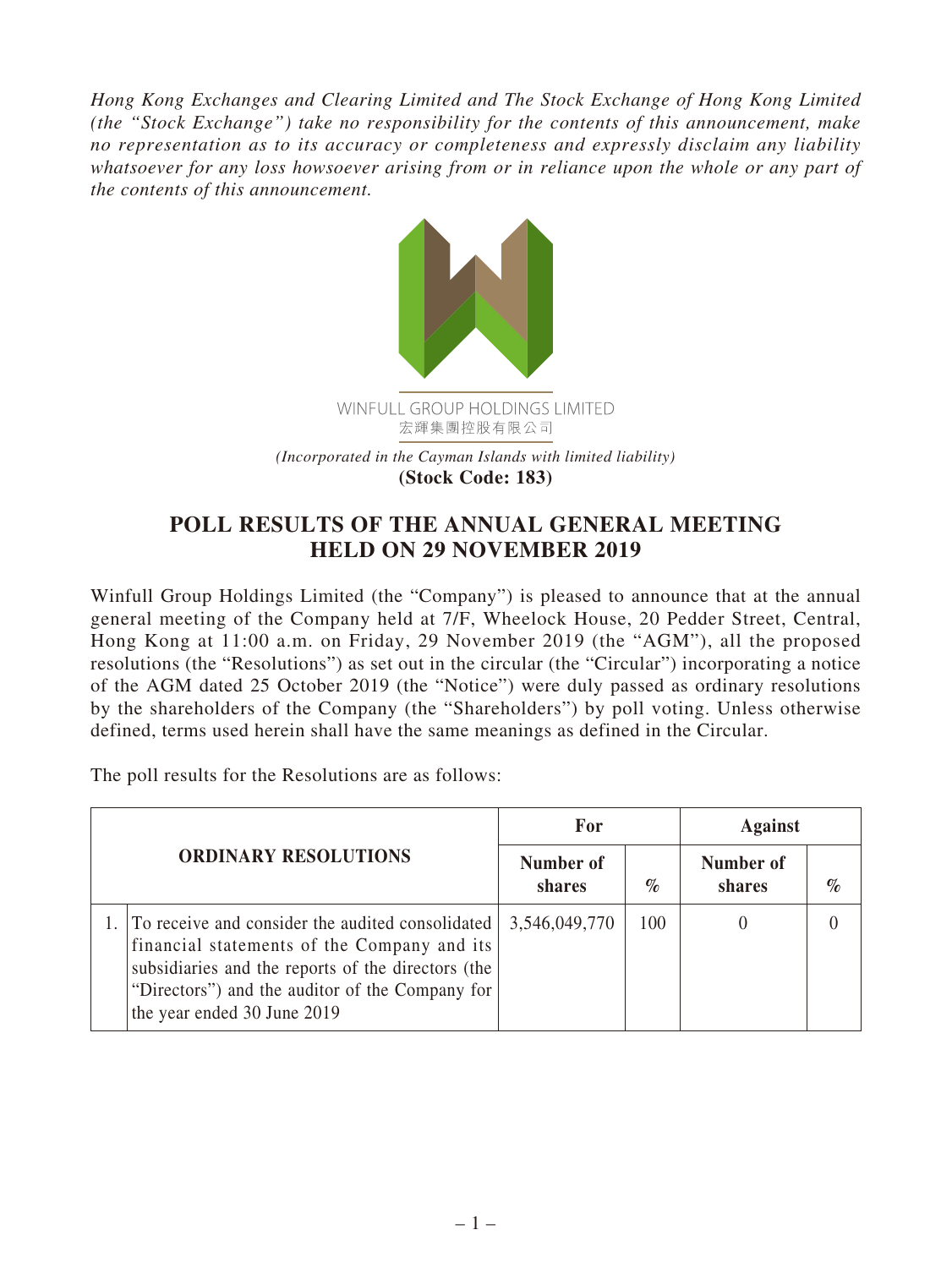*Hong Kong Exchanges and Clearing Limited and The Stock Exchange of Hong Kong Limited (the "Stock Exchange") take no responsibility for the contents of this announcement, make no representation as to its accuracy or completeness and expressly disclaim any liability whatsoever for any loss howsoever arising from or in reliance upon the whole or any part of the contents of this announcement.*

WINFULL GROUP HOLDINGS LIMITED
宏輝集團控股有限公司

*(Incorporated in the Cayman Islands with limited liability)*
**(Stock Code: 183)**

# POLL RESULTS OF THE ANNUAL GENERAL MEETING HELD ON 29 NOVEMBER 2019

Winfull Group Holdings Limited (the "Company") is pleased to announce that at the annual general meeting of the Company held at 7/F, Wheelock House, 20 Pedder Street, Central, Hong Kong at 11:00 a.m. on Friday, 29 November 2019 (the "AGM"), all the proposed resolutions (the "Resolutions") as set out in the circular (the "Circular") incorporating a notice of the AGM dated 25 October 2019 (the "Notice") were duly passed as ordinary resolutions by the shareholders of the Company (the "Shareholders") by poll voting. Unless otherwise defined, terms used herein shall have the same meanings as defined in the Circular.

The poll results for the Resolutions are as follows:

| ORDINARY RESOLUTIONS | | For | | Against | |
|---|---|---|---|---|---|
| | | Number of shares | % | Number of shares | % |
| 1. | To receive and consider the audited consolidated financial statements of the Company and its subsidiaries and the reports of the directors (the "Directors") and the auditor of the Company for the year ended 30 June 2019 | 3,546,049,770 | 100 | 0 | 0 |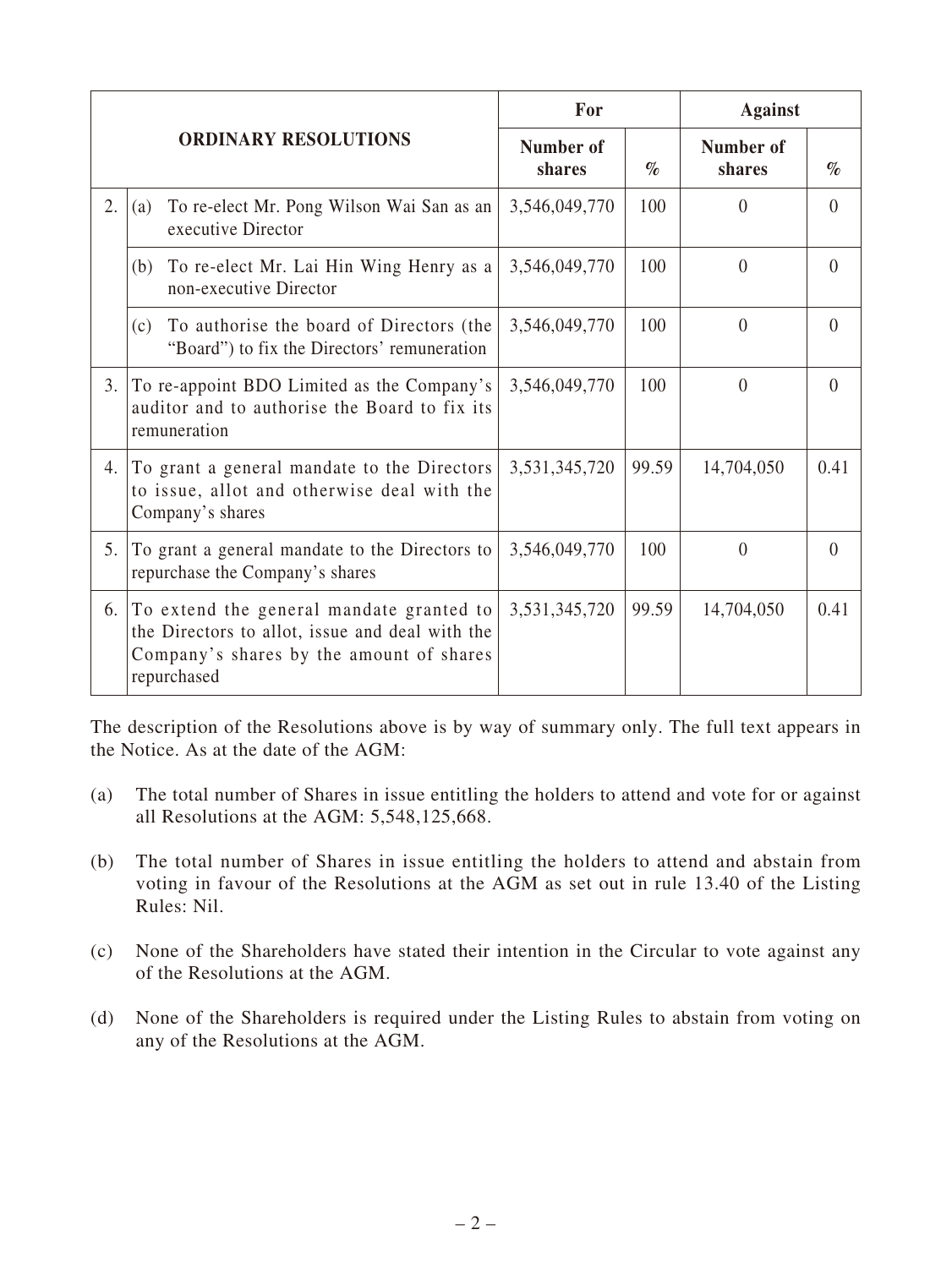| ORDINARY RESOLUTIONS | | For | | Against | |
|---|---|---|---|---|---|
| | | Number of shares | % | Number of shares | % |
| 2. | (a) To re-elect Mr. Pong Wilson Wai San as an executive Director | 3,546,049,770 | 100 | 0 | 0 |
| | (b) To re-elect Mr. Lai Hin Wing Henry as a non-executive Director | 3,546,049,770 | 100 | 0 | 0 |
| | (c) To authorise the board of Directors (the "Board") to fix the Directors' remuneration | 3,546,049,770 | 100 | 0 | 0 |
| 3. | To re-appoint BDO Limited as the Company's auditor and to authorise the Board to fix its remuneration | 3,546,049,770 | 100 | 0 | 0 |
| 4. | To grant a general mandate to the Directors to issue, allot and otherwise deal with the Company's shares | 3,531,345,720 | 99.59 | 14,704,050 | 0.41 |
| 5. | To grant a general mandate to the Directors to repurchase the Company's shares | 3,546,049,770 | 100 | 0 | 0 |
| 6. | To extend the general mandate granted to the Directors to allot, issue and deal with the Company's shares by the amount of shares repurchased | 3,531,345,720 | 99.59 | 14,704,050 | 0.41 |

The description of the Resolutions above is by way of summary only. The full text appears in the Notice. As at the date of the AGM:

(a) The total number of Shares in issue entitling the holders to attend and vote for or against all Resolutions at the AGM: 5,548,125,668.

(b) The total number of Shares in issue entitling the holders to attend and abstain from voting in favour of the Resolutions at the AGM as set out in rule 13.40 of the Listing Rules: Nil.

(c) None of the Shareholders have stated their intention in the Circular to vote against any of the Resolutions at the AGM.

(d) None of the Shareholders is required under the Listing Rules to abstain from voting on any of the Resolutions at the AGM.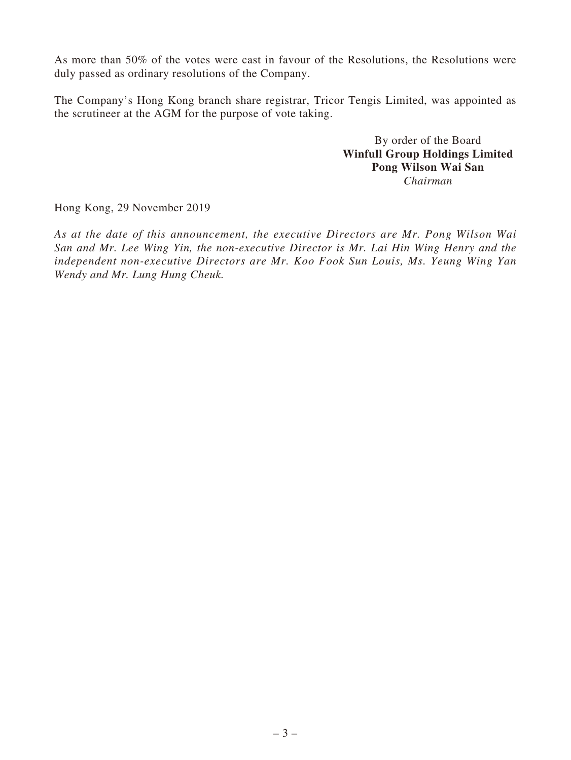As more than 50% of the votes were cast in favour of the Resolutions, the Resolutions were duly passed as ordinary resolutions of the Company.

The Company's Hong Kong branch share registrar, Tricor Tengis Limited, was appointed as the scrutineer at the AGM for the purpose of vote taking.

By order of the Board
**Winfull Group Holdings Limited**
**Pong Wilson Wai San**
*Chairman*

Hong Kong, 29 November 2019

*As at the date of this announcement, the executive Directors are Mr. Pong Wilson Wai San and Mr. Lee Wing Yin, the non-executive Director is Mr. Lai Hin Wing Henry and the independent non-executive Directors are Mr. Koo Fook Sun Louis, Ms. Yeung Wing Yan Wendy and Mr. Lung Hung Cheuk.*